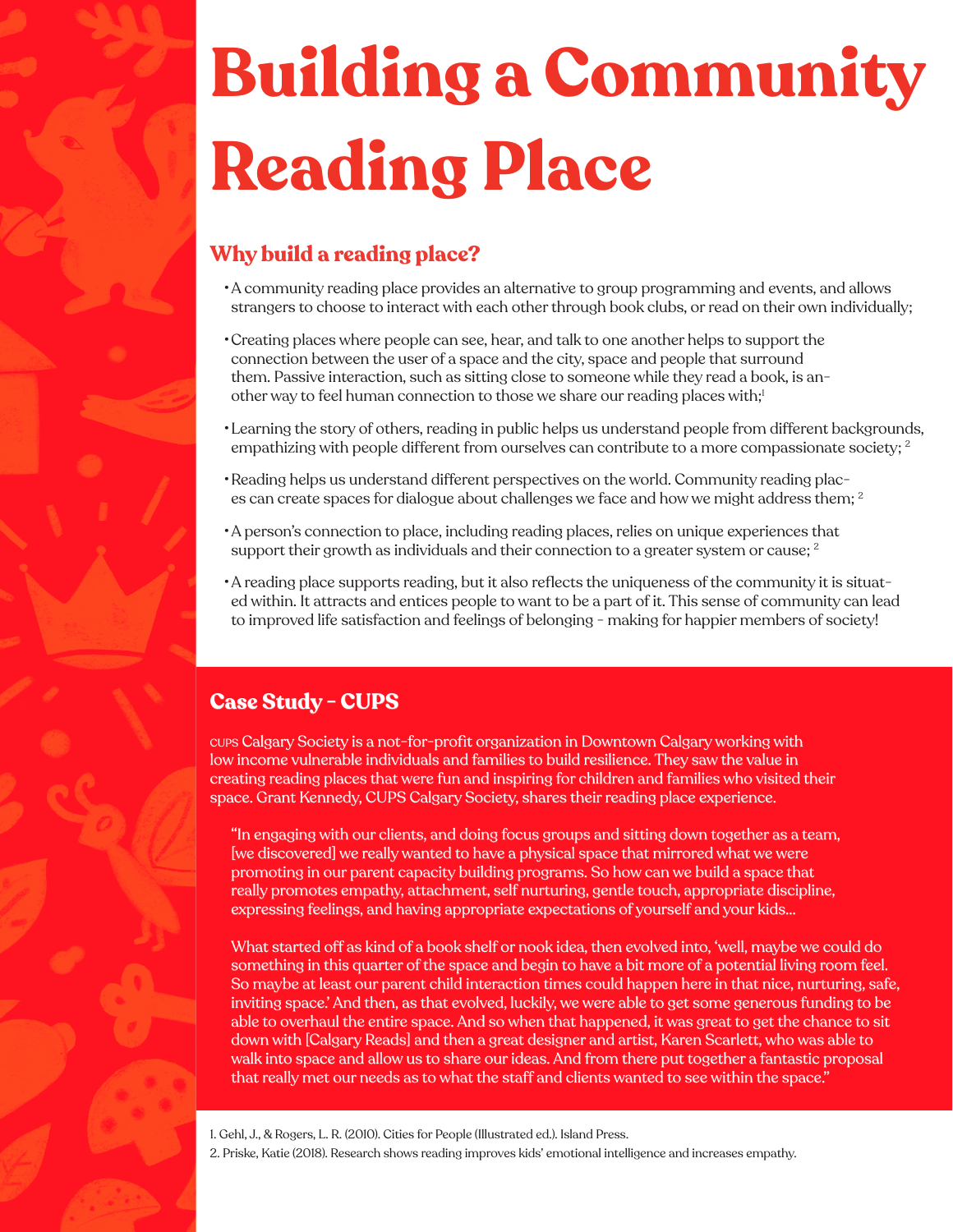# Building a Community Reading Place

## Why build a reading place?

- A community reading place provides an alternative to group programming and events, and allows strangers to choose to interact with each other through book clubs, or read on their own individually;
- Creating places where people can see, hear, and talk to one another helps to support the connection between the user of a space and the city, space and people that surround them. Passive interaction, such as sitting close to someone while they read a book, is another way to feel human connection to those we share our reading places with;[1]
- Learning the story of others, reading in public helps us understand people from different backgrounds, empathizing with people different from ourselves can contribute to a more compassionate society; [2]
- Reading helps us understand different perspectives on the world. Community reading places can create spaces for dialogue about challenges we face and how we might address them; [2]
- A person's connection to place, including reading places, relies on unique experiences that support their growth as individuals and their connection to a greater system or cause; [2]
- A reading place supports reading, but it also reflects the uniqueness of the community it is situated within. It attracts and entices people to want to be a part of it. This sense of community can lead to improved life satisfaction and feelings of belonging - making for happier members of society!

## Case Study - CUPS

CUPS Calgary Society is a not-for-profit organization in Downtown Calgary working with low income vulnerable individuals and families to build resilience. They saw the value in creating reading places that were fun and inspiring for children and families who visited their space. Grant Kennedy, CUPS Calgary Society, shares their reading place experience.

> "In engaging with our clients, and doing focus groups and sitting down together as a team, [we discovered] we really wanted to have a physical space that mirrored what we were promoting in our parent capacity building programs. So how can we build a space that really promotes empathy, attachment, self nurturing, gentle touch, appropriate discipline, expressing feelings, and having appropriate expectations of yourself and your kids...
>
> What started off as kind of a book shelf or nook idea, then evolved into, 'well, maybe we could do something in this quarter of the space and begin to have a bit more of a potential living room feel. So maybe at least our parent child interaction times could happen here in that nice, nurturing, safe, inviting space.' And then, as that evolved, luckily, we were able to get some generous funding to be able to overhaul the entire space. And so when that happened, it was great to get the chance to sit down with [Calgary Reads] and then a great designer and artist, Karen Scarlett, who was able to walk into space and allow us to share our ideas. And from there put together a fantastic proposal that really met our needs as to what the staff and clients wanted to see within the space."

1. Gehl, J., & Rogers, L. R. (2010). Cities for People (Illustrated ed.). Island Press.
2. Priske, Katie (2018). Research shows reading improves kids' emotional intelligence and increases empathy.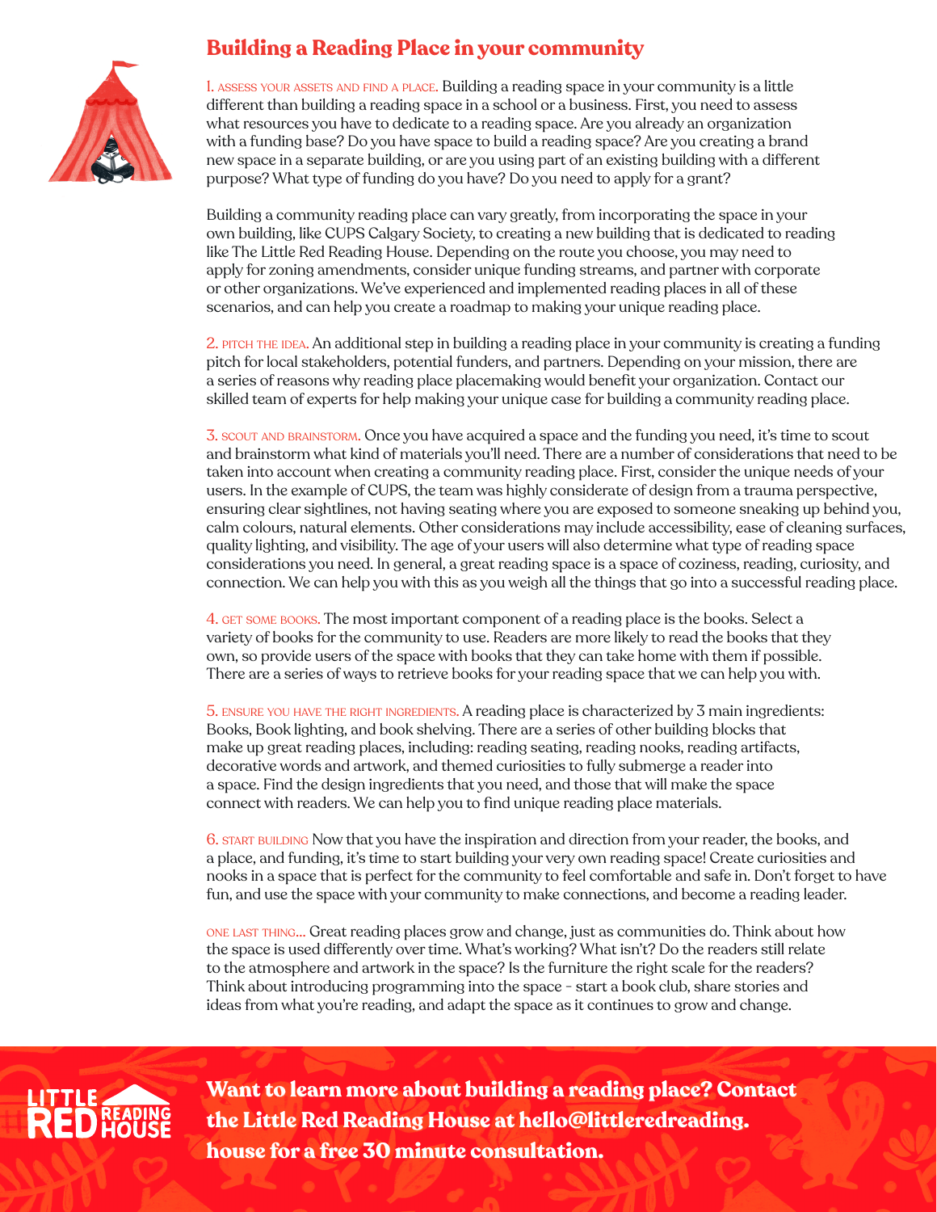## Building a Reading Place in your community

1. ASSESS YOUR ASSETS AND FIND A PLACE. Building a reading space in your community is a little different than building a reading space in a school or a business. First, you need to assess what resources you have to dedicate to a reading space. Are you already an organization with a funding base? Do you have space to build a reading space? Are you creating a brand new space in a separate building, or are you using part of an existing building with a different purpose? What type of funding do you have? Do you need to apply for a grant?

Building a community reading place can vary greatly, from incorporating the space in your own building, like CUPS Calgary Society, to creating a new building that is dedicated to reading like The Little Red Reading House. Depending on the route you choose, you may need to apply for zoning amendments, consider unique funding streams, and partner with corporate or other organizations. We've experienced and implemented reading places in all of these scenarios, and can help you create a roadmap to making your unique reading place.

2. PITCH THE IDEA. An additional step in building a reading place in your community is creating a funding pitch for local stakeholders, potential funders, and partners. Depending on your mission, there are a series of reasons why reading place placemaking would benefit your organization. Contact our skilled team of experts for help making your unique case for building a community reading place.

3. SCOUT AND BRAINSTORM. Once you have acquired a space and the funding you need, it's time to scout and brainstorm what kind of materials you'll need. There are a number of considerations that need to be taken into account when creating a community reading place. First, consider the unique needs of your users. In the example of CUPS, the team was highly considerate of design from a trauma perspective, ensuring clear sightlines, not having seating where you are exposed to someone sneaking up behind you, calm colours, natural elements. Other considerations may include accessibility, ease of cleaning surfaces, quality lighting, and visibility. The age of your users will also determine what type of reading space considerations you need. In general, a great reading space is a space of coziness, reading, curiosity, and connection. We can help you with this as you weigh all the things that go into a successful reading place.

4. GET SOME BOOKS. The most important component of a reading place is the books. Select a variety of books for the community to use. Readers are more likely to read the books that they own, so provide users of the space with books that they can take home with them if possible. There are a series of ways to retrieve books for your reading space that we can help you with.

5. ENSURE YOU HAVE THE RIGHT INGREDIENTS. A reading place is characterized by 3 main ingredients: Books, Book lighting, and book shelving. There are a series of other building blocks that make up great reading places, including: reading seating, reading nooks, reading artifacts, decorative words and artwork, and themed curiosities to fully submerge a reader into a space. Find the design ingredients that you need, and those that will make the space connect with readers. We can help you to find unique reading place materials.

6. START BUILDING Now that you have the inspiration and direction from your reader, the books, and a place, and funding, it's time to start building your very own reading space! Create curiosities and nooks in a space that is perfect for the community to feel comfortable and safe in. Don't forget to have fun, and use the space with your community to make connections, and become a reading leader.

ONE LAST THING... Great reading places grow and change, just as communities do. Think about how the space is used differently over time. What's working? What isn't? Do the readers still relate to the atmosphere and artwork in the space? Is the furniture the right scale for the readers? Think about introducing programming into the space - start a book club, share stories and ideas from what you're reading, and adapt the space as it continues to grow and change.

LITTLE RED READING HOUSE

**Want to learn more about building a reading place? Contact the Little Red Reading House at hello@littleredreading.house for a free 30 minute consultation.**